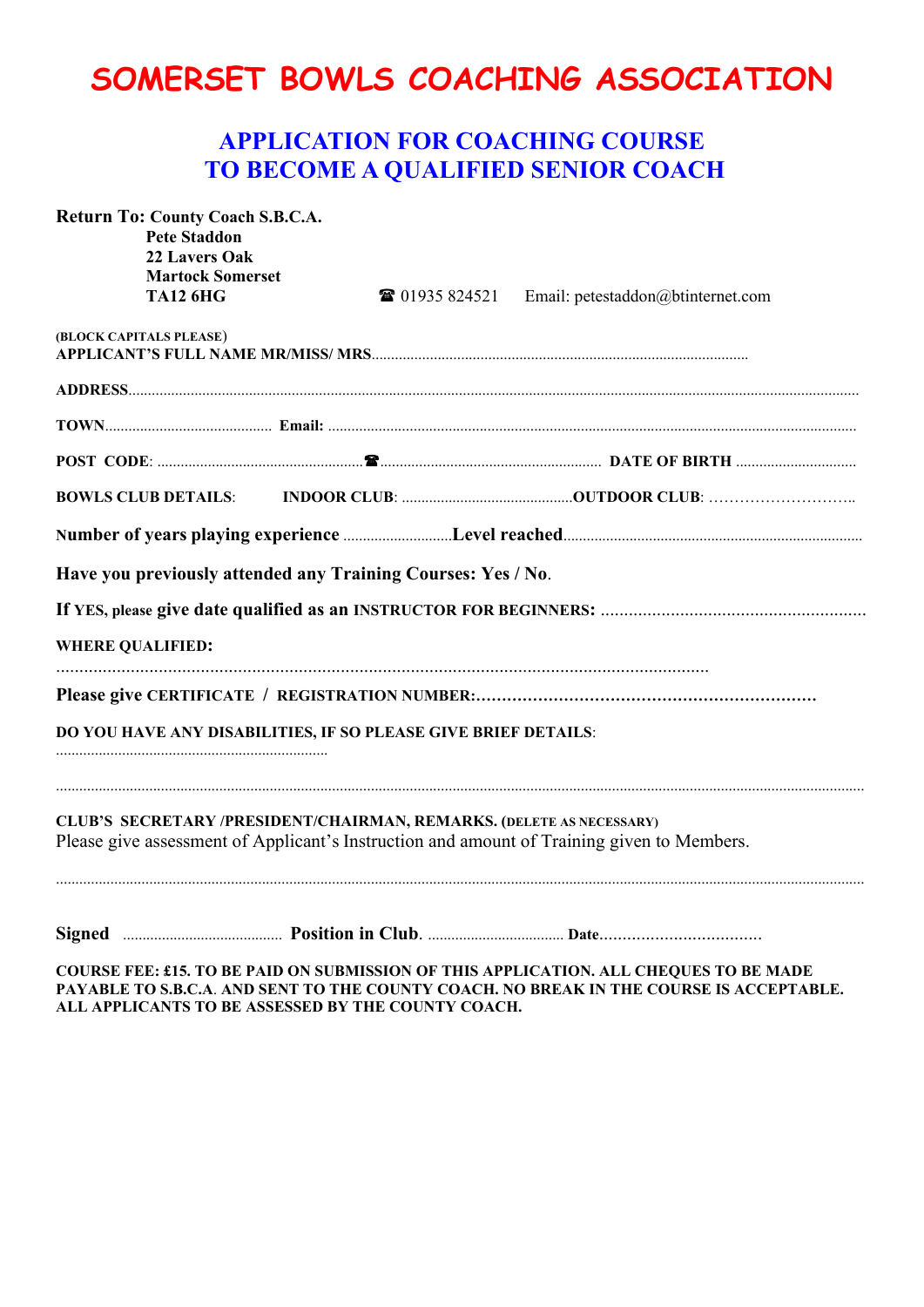# SOMERSET BOWLS COACHING ASSOCIATION

## APPLICATION FOR COACHING COURSE
## TO BECOME A QUALIFIED SENIOR COACH

**Return To: County Coach S.B.C.A.**
**Pete Staddon**
**22 Lavers Oak**
**Martock Somerset**
**TA12 6HG** ☎ 01935 824521 Email: petestaddon@btinternet.com

**(BLOCK CAPITALS PLEASE)**
**APPLICANT'S FULL NAME MR/MISS/ MRS**................................................................................................

**ADDRESS**.........................................................................................................................................................

**TOWN**........................................... **Email:** .........................................................................................................

**POST CODE**: ......................................................☎......................................................... **DATE OF BIRTH** ...............................

**BOWLS CLUB DETAILS**: **INDOOR CLUB**: ............................................**OUTDOOR CLUB**: ………………………..

**Number of years playing experience** ............................**Level reached**............................................................................

**Have you previously attended any Training Courses: Yes / No**.

**If YES, please give date qualified as an INSTRUCTOR FOR BEGINNERS:** .......................................................

**WHERE QUALIFIED:**

...........................................................................................................................................

**Please give CERTIFICATE / REGISTRATION NUMBER:**...............................................................

**DO YOU HAVE ANY DISABILITIES, IF SO PLEASE GIVE BRIEF DETAILS**:
.....................................................................

.........................................................................................................................................................................

**CLUB'S SECRETARY /PRESIDENT/CHAIRMAN, REMARKS. (DELETE AS NECESSARY)**
Please give assessment of Applicant's Instruction and amount of Training given to Members.

.........................................................................................................................................................................

**Signed** ......................................... **Position in Club**. ................................... **Date**.................................

**COURSE FEE: £15. TO BE PAID ON SUBMISSION OF THIS APPLICATION. ALL CHEQUES TO BE MADE PAYABLE TO S.B.C.A. AND SENT TO THE COUNTY COACH. NO BREAK IN THE COURSE IS ACCEPTABLE. ALL APPLICANTS TO BE ASSESSED BY THE COUNTY COACH.**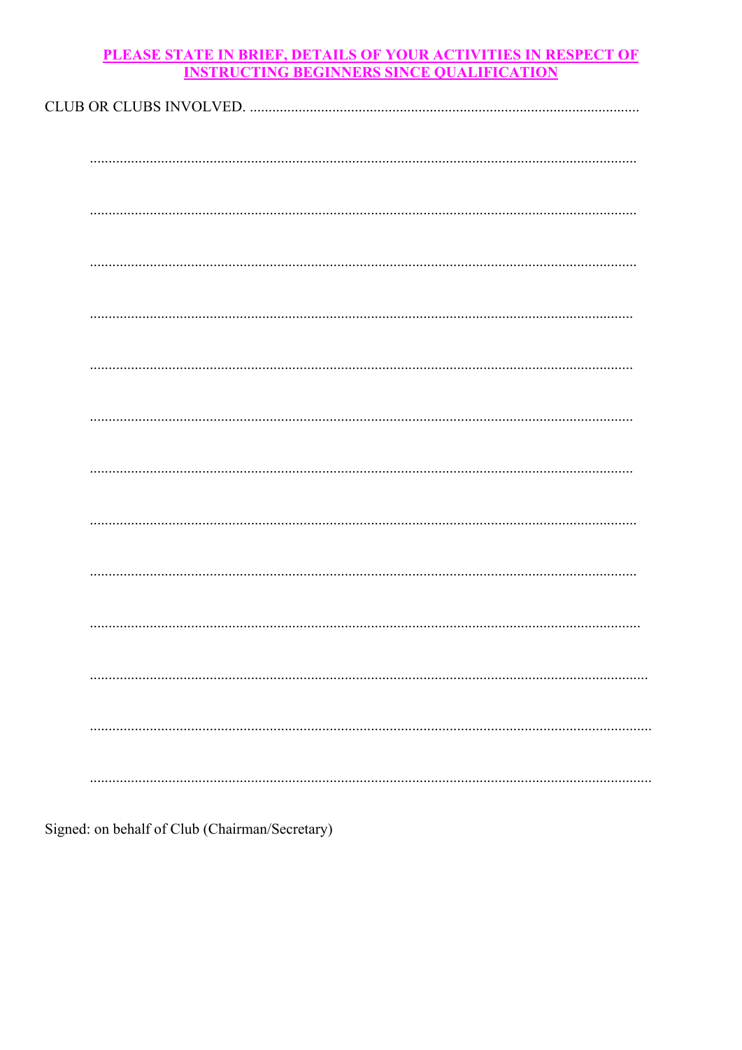**PLEASE STATE IN BRIEF, DETAILS OF YOUR ACTIVITIES IN RESPECT OF INSTRUCTING BEGINNERS SINCE QUALIFICATION**

CLUB OR CLUBS INVOLVED. ......................................................................................................

.................................................................................................................................

.................................................................................................................................

.................................................................................................................................

.................................................................................................................................

.................................................................................................................................

.................................................................................................................................

.................................................................................................................................

.................................................................................................................................

.................................................................................................................................

.................................................................................................................................

.................................................................................................................................

.................................................................................................................................

.................................................................................................................................

Signed: on behalf of Club (Chairman/Secretary)